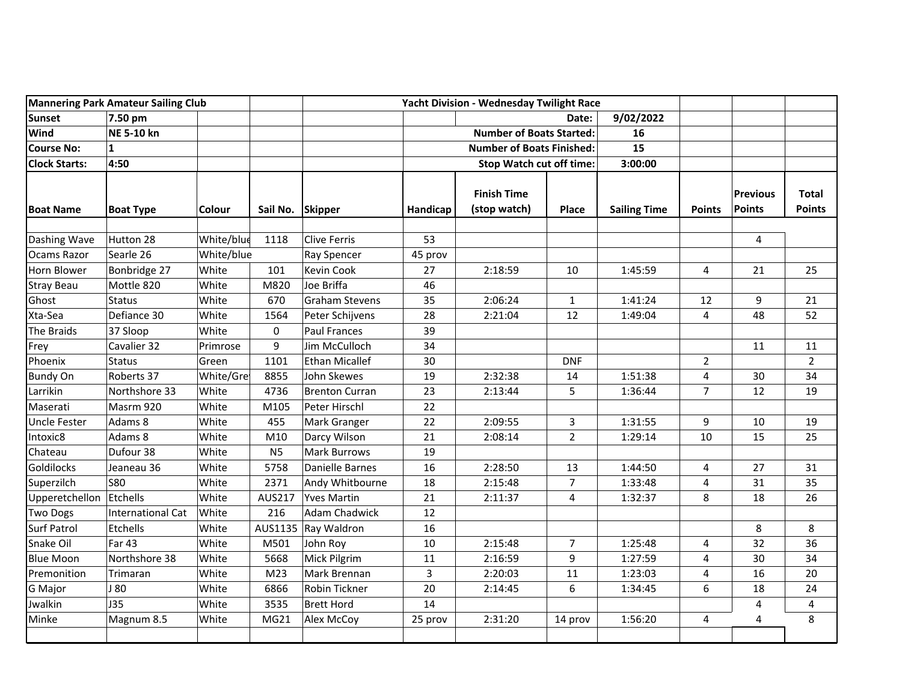| Mannering Park Amateur Sailing Club | | | | Yacht Division - Wednesday Twilight Race | | | | | | | |
|---|---|---|---|---|---|---|---|---|---|---|---|
| **Sunset** | **7.50 pm** | | | | | | **Date:** | **9/02/2022** | | | |
| **Wind** | **NE 5-10 kn** | | | | | | **Number of Boats Started:** | **16** | | | |
| **Course No:** | **1** | | | | | | **Number of Boats Finished:** | **15** | | | |
| **Clock Starts:** | **4:50** | | | | | | **Stop Watch cut off time:** | **3:00:00** | | | |
| **Boat Name** | **Boat Type** | **Colour** | **Sail No.** | **Skipper** | **Handicap** | **Finish Time (stop watch)** | **Place** | **Sailing Time** | **Points** | **Previous Points** | **Total Points** |
| Dashing Wave | Hutton 28 | White/blue | 1118 | Clive Ferris | 53 | | | | | 4 | |
| Ocams Razor | Searle 26 | White/blue | | Ray Spencer | 45 prov | | | | | | |
| Horn Blower | Bonbridge 27 | White | 101 | Kevin Cook | 27 | 2:18:59 | 10 | 1:45:59 | 4 | 21 | 25 |
| Stray Beau | Mottle 820 | White | M820 | Joe Briffa | 46 | | | | | | |
| Ghost | Status | White | 670 | Graham Stevens | 35 | 2:06:24 | 1 | 1:41:24 | 12 | 9 | 21 |
| Xta-Sea | Defiance 30 | White | 1564 | Peter Schijvens | 28 | 2:21:04 | 12 | 1:49:04 | 4 | 48 | 52 |
| The Braids | 37 Sloop | White | 0 | Paul Frances | 39 | | | | | | |
| Frey | Cavalier 32 | Primrose | 9 | Jim McCulloch | 34 | | | | | 11 | 11 |
| Phoenix | Status | Green | 1101 | Ethan Micallef | 30 | | DNF | | 2 | | 2 |
| Bundy On | Roberts 37 | White/Grey | 8855 | John Skewes | 19 | 2:32:38 | 14 | 1:51:38 | 4 | 30 | 34 |
| Larrikin | Northshore 33 | White | 4736 | Brenton Curran | 23 | 2:13:44 | 5 | 1:36:44 | 7 | 12 | 19 |
| Maserati | Masrm 920 | White | M105 | Peter Hirschl | 22 | | | | | | |
| Uncle Fester | Adams 8 | White | 455 | Mark Granger | 22 | 2:09:55 | 3 | 1:31:55 | 9 | 10 | 19 |
| Intoxic8 | Adams 8 | White | M10 | Darcy Wilson | 21 | 2:08:14 | 2 | 1:29:14 | 10 | 15 | 25 |
| Chateau | Dufour 38 | White | N5 | Mark Burrows | 19 | | | | | | |
| Goldilocks | Jeaneau 36 | White | 5758 | Danielle Barnes | 16 | 2:28:50 | 13 | 1:44:50 | 4 | 27 | 31 |
| Superzilch | S80 | White | 2371 | Andy Whitbourne | 18 | 2:15:48 | 7 | 1:33:48 | 4 | 31 | 35 |
| Upperetchellon | Etchells | White | AUS217 | Yves Martin | 21 | 2:11:37 | 4 | 1:32:37 | 8 | 18 | 26 |
| Two Dogs | International Cat | White | 216 | Adam Chadwick | 12 | | | | | | |
| Surf Patrol | Etchells | White | AUS1135 | Ray Waldron | 16 | | | | | 8 | 8 |
| Snake Oil | Far 43 | White | M501 | John Roy | 10 | 2:15:48 | 7 | 1:25:48 | 4 | 32 | 36 |
| Blue Moon | Northshore 38 | White | 5668 | Mick Pilgrim | 11 | 2:16:59 | 9 | 1:27:59 | 4 | 30 | 34 |
| Premonition | Trimaran | White | M23 | Mark Brennan | 3 | 2:20:03 | 11 | 1:23:03 | 4 | 16 | 20 |
| G Major | J 80 | White | 6866 | Robin Tickner | 20 | 2:14:45 | 6 | 1:34:45 | 6 | 18 | 24 |
| Jwalkin | J35 | White | 3535 | Brett Hord | 14 | | | | | 4 | 4 |
| Minke | Magnum 8.5 | White | MG21 | Alex McCoy | 25 prov | 2:31:20 | 14 prov | 1:56:20 | 4 | 4 | 8 |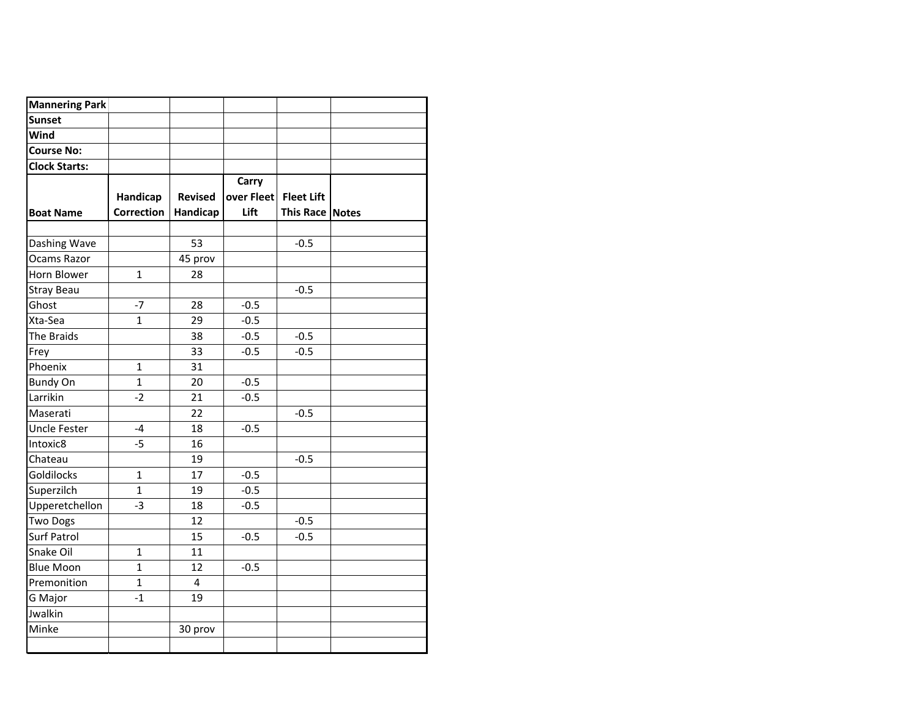| | | | | | |
|---|---|---|---|---|---|
| **Mannering Park** | | | | | |
| **Sunset** | | | | | |
| **Wind** | | | | | |
| **Course No:** | | | | | |
| **Clock Starts:** | | | | | |
| **Boat Name** | **Handicap Correction** | **Revised Handicap** | **Carry over Fleet Lift** | **Fleet Lift This Race** | **Notes** |
| | | | | | |
| Dashing Wave | | 53 | | -0.5 | |
| Ocams Razor | | 45 prov | | | |
| Horn Blower | 1 | 28 | | | |
| Stray Beau | | | | -0.5 | |
| Ghost | -7 | 28 | -0.5 | | |
| Xta-Sea | 1 | 29 | -0.5 | | |
| The Braids | | 38 | -0.5 | -0.5 | |
| Frey | | 33 | -0.5 | -0.5 | |
| Phoenix | 1 | 31 | | | |
| Bundy On | 1 | 20 | -0.5 | | |
| Larrikin | -2 | 21 | -0.5 | | |
| Maserati | | 22 | | -0.5 | |
| Uncle Fester | -4 | 18 | -0.5 | | |
| Intoxic8 | -5 | 16 | | | |
| Chateau | | 19 | | -0.5 | |
| Goldilocks | 1 | 17 | -0.5 | | |
| Superzilch | 1 | 19 | -0.5 | | |
| Upperetchellon | -3 | 18 | -0.5 | | |
| Two Dogs | | 12 | | -0.5 | |
| Surf Patrol | | 15 | -0.5 | -0.5 | |
| Snake Oil | 1 | 11 | | | |
| Blue Moon | 1 | 12 | -0.5 | | |
| Premonition | 1 | 4 | | | |
| G Major | -1 | 19 | | | |
| Jwalkin | | | | | |
| Minke | | 30 prov | | | |
| | | | | | |